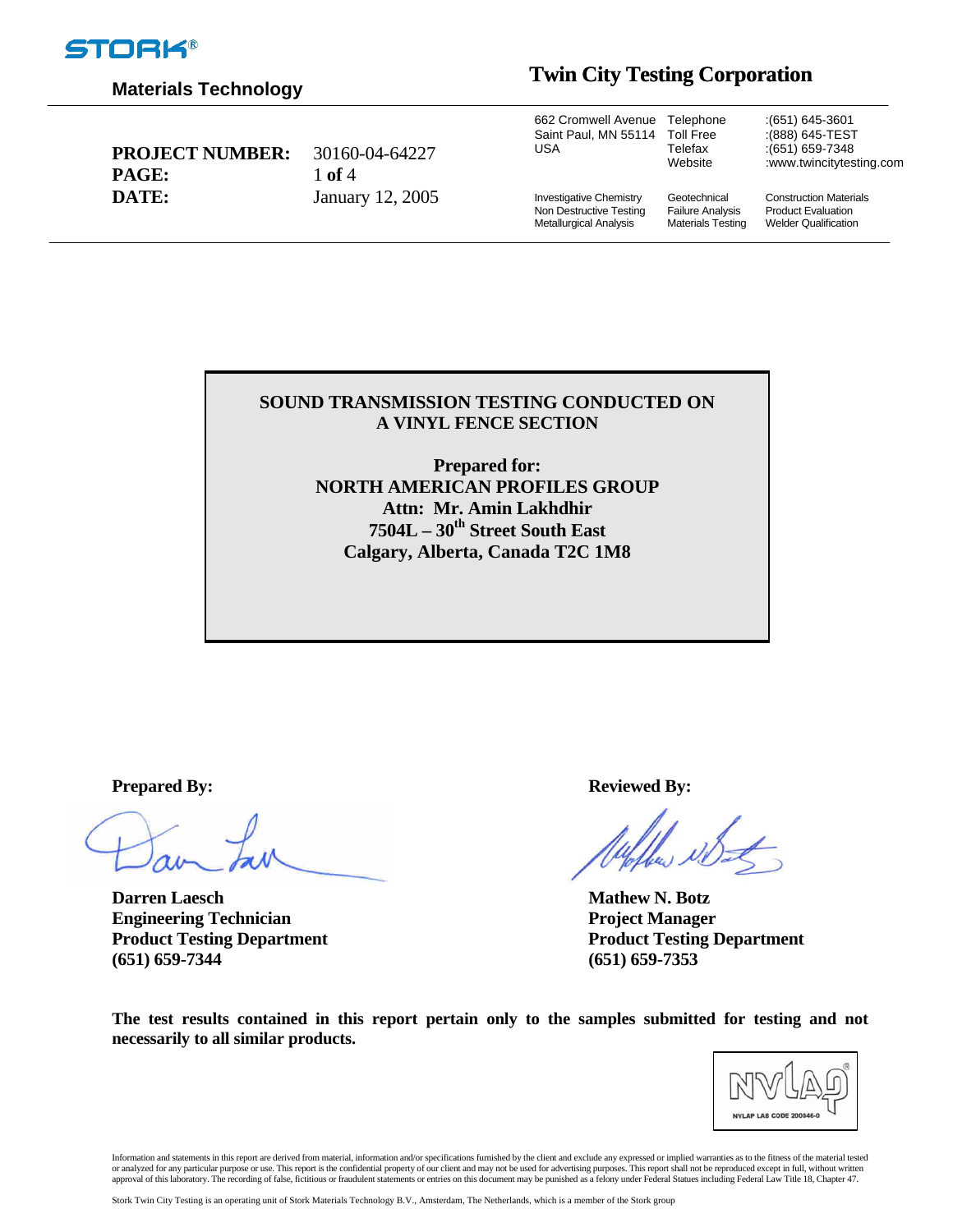STORK®

**Materials Technology**

**Twin City Testing Corporation**

| | | | | |
|---|---|---|---|---|
| **PROJECT NUMBER:** | 30160-04-64227 | 662 Cromwell Avenue<br>Saint Paul, MN 55114<br>USA | Telephone<br>Toll Free<br>Telefax<br>Website | :(651) 645-3601<br>:(888) 645-TEST<br>:(651) 659-7348<br>:www.twincitytesting.com |
| **PAGE:** | 1 **of** 4 | | | |
| **DATE:** | January 12, 2005 | Investigative Chemistry<br>Non Destructive Testing<br>Metallurgical Analysis | Geotechnical<br>Failure Analysis<br>Materials Testing | Construction Materials<br>Product Evaluation<br>Welder Qualification |

**SOUND TRANSMISSION TESTING CONDUCTED ON A VINYL FENCE SECTION**

**Prepared for:**
**NORTH AMERICAN PROFILES GROUP**
**Attn: Mr. Amin Lakhdhir**
**7504L – 30th Street South East**
**Calgary, Alberta, Canada T2C 1M8**

**Prepared By:**

**Darren Laesch**
**Engineering Technician**
**Product Testing Department**
**(651) 659-7344**

**Reviewed By:**

**Mathew N. Botz**
**Project Manager**
**Product Testing Department**
**(651) 659-7353**

**The test results contained in this report pertain only to the samples submitted for testing and not necessarily to all similar products.**

NVLAP® NVLAP LAB CODE 200946-0

Information and statements in this report are derived from material, information and/or specifications furnished by the client and exclude any expressed or implied warranties as to the fitness of the material tested or analyzed for any particular purpose or use. This report is the confidential property of our client and may not be used for advertising purposes. This report shall not be reproduced except in full, without written approval of this laboratory. The recording of false, fictitious or fraudulent statements or entries on this document may be punished as a felony under Federal Statues including Federal Law Title 18, Chapter 47.

Stork Twin City Testing is an operating unit of Stork Materials Technology B.V., Amsterdam, The Netherlands, which is a member of the Stork group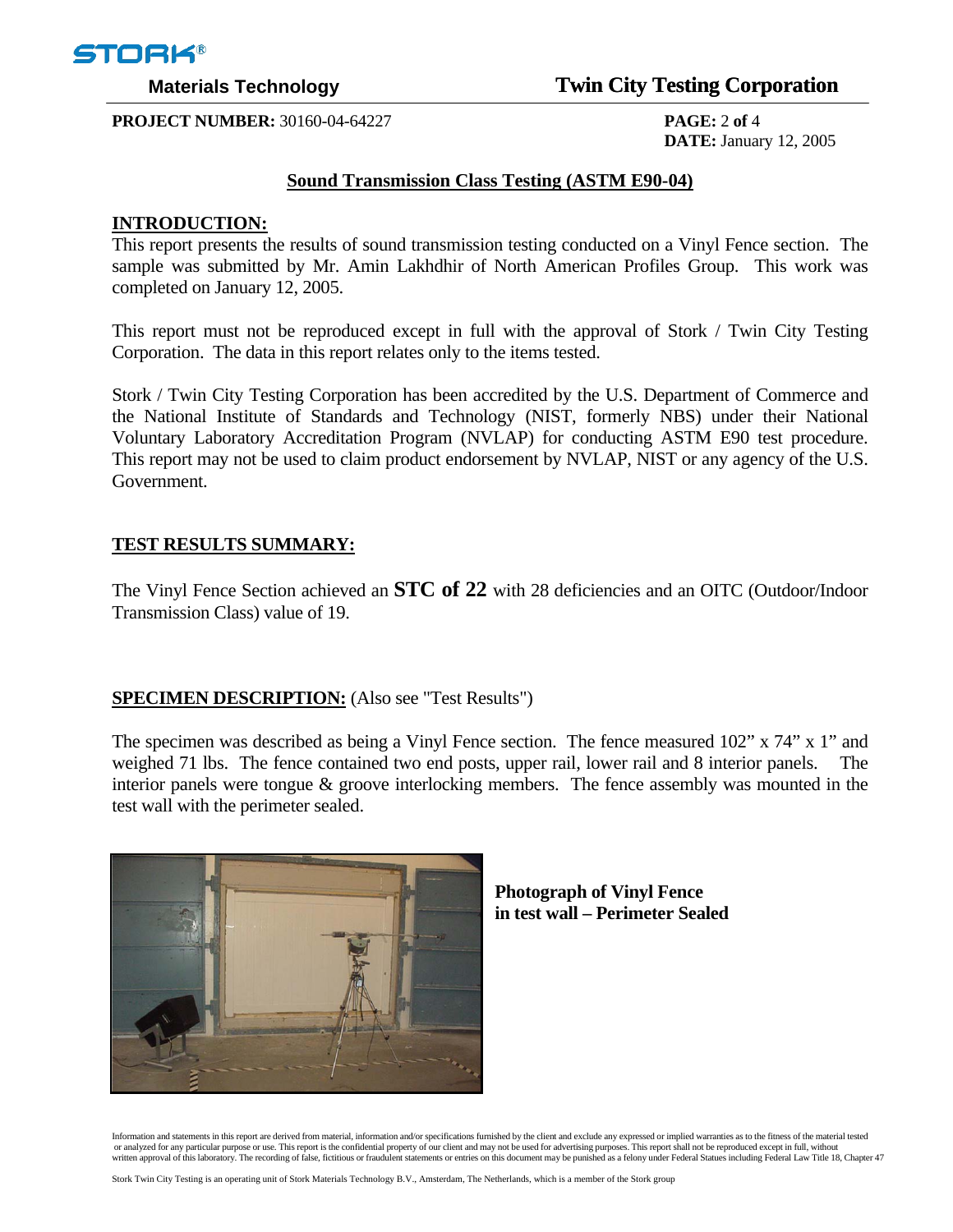**PROJECT NUMBER:** 30160-04-64227

**DATE:** January 12, 2005

## Sound Transmission Class Testing (ASTM E90-04)

### INTRODUCTION:

This report presents the results of sound transmission testing conducted on a Vinyl Fence section. The sample was submitted by Mr. Amin Lakhdhir of North American Profiles Group. This work was completed on January 12, 2005.

This report must not be reproduced except in full with the approval of Stork / Twin City Testing Corporation. The data in this report relates only to the items tested.

Stork / Twin City Testing Corporation has been accredited by the U.S. Department of Commerce and the National Institute of Standards and Technology (NIST, formerly NBS) under their National Voluntary Laboratory Accreditation Program (NVLAP) for conducting ASTM E90 test procedure. This report may not be used to claim product endorsement by NVLAP, NIST or any agency of the U.S. Government.

### TEST RESULTS SUMMARY:

The Vinyl Fence Section achieved an **STC of 22** with 28 deficiencies and an OITC (Outdoor/Indoor Transmission Class) value of 19.

### SPECIMEN DESCRIPTION: (Also see "Test Results")

The specimen was described as being a Vinyl Fence section. The fence measured 102" x 74" x 1" and weighed 71 lbs. The fence contained two end posts, upper rail, lower rail and 8 interior panels. The interior panels were tongue & groove interlocking members. The fence assembly was mounted in the test wall with the perimeter sealed.

**Photograph of Vinyl Fence in test wall – Perimeter Sealed**

Information and statements in this report are derived from material, information and/or specifications furnished by the client and exclude any expressed or implied warranties as to the fitness of the material tested or analyzed for any particular purpose or use. This report is the confidential property of our client and may not be used for advertising purposes. This report shall not be reproduced except in full, without written approval of this laboratory. The recording of false, fictitious or fraudulent statements or entries on this document may be punished as a felony under Federal Statues including Federal Law Title 18, Chapter 47

Stork Twin City Testing is an operating unit of Stork Materials Technology B.V., Amsterdam, The Netherlands, which is a member of the Stork group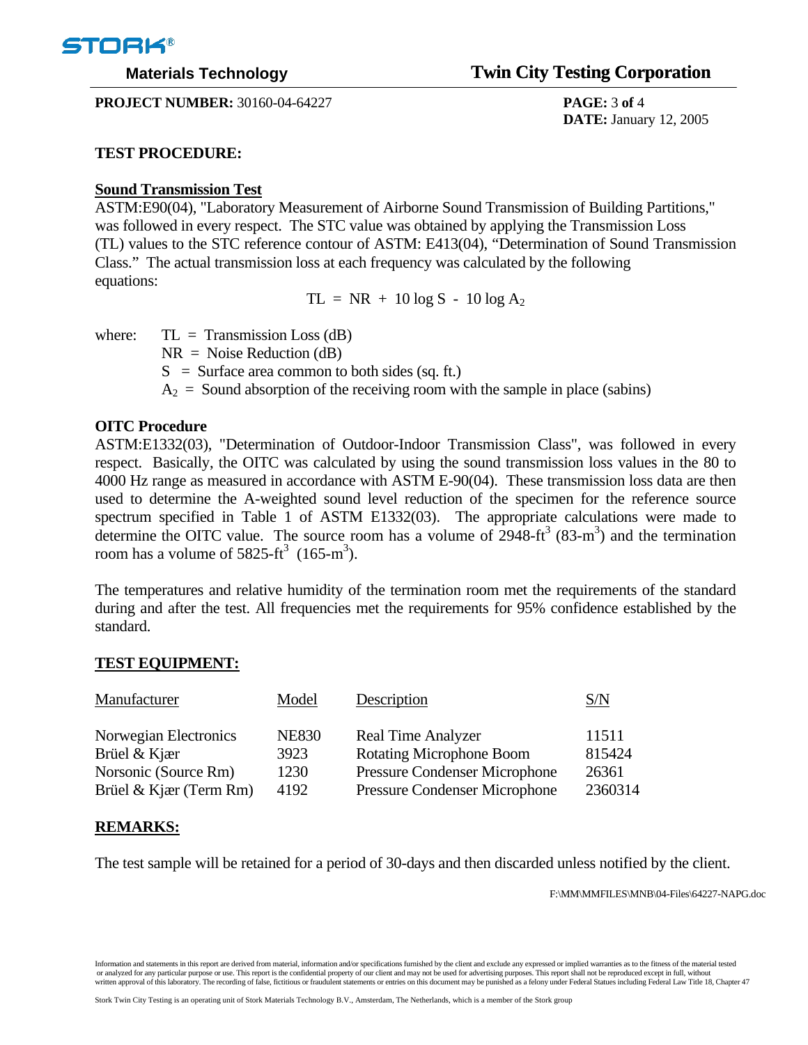**PROJECT NUMBER:** 30160-04-64227

**DATE:** January 12, 2005

## TEST PROCEDURE:

### Sound Transmission Test

ASTM:E90(04), "Laboratory Measurement of Airborne Sound Transmission of Building Partitions," was followed in every respect. The STC value was obtained by applying the Transmission Loss (TL) values to the STC reference contour of ASTM: E413(04), "Determination of Sound Transmission Class." The actual transmission loss at each frequency was calculated by the following equations:

$$TL = NR + 10 \log S - 10 \log A_2$$

where:
- $TL$ = Transmission Loss (dB)
- $NR$ = Noise Reduction (dB)
- $S$ = Surface area common to both sides (sq. ft.)
- $A_2$ = Sound absorption of the receiving room with the sample in place (sabins)

### OITC Procedure

ASTM:E1332(03), "Determination of Outdoor-Indoor Transmission Class", was followed in every respect. Basically, the OITC was calculated by using the sound transmission loss values in the 80 to 4000 Hz range as measured in accordance with ASTM E-90(04). These transmission loss data are then used to determine the A-weighted sound level reduction of the specimen for the reference source spectrum specified in Table 1 of ASTM E1332(03). The appropriate calculations were made to determine the OITC value. The source room has a volume of 2948-$ft^3$ (83-$m^3$) and the termination room has a volume of 5825-$ft^3$ (165-$m^3$).

The temperatures and relative humidity of the termination room met the requirements of the standard during and after the test. All frequencies met the requirements for 95% confidence established by the standard.

## TEST EQUIPMENT:

| Manufacturer | Model | Description | S/N |
|---|---|---|---|
| Norwegian Electronics | NE830 | Real Time Analyzer | 11511 |
| Brüel & Kjær | 3923 | Rotating Microphone Boom | 815424 |
| Norsonic (Source Rm) | 1230 | Pressure Condenser Microphone | 26361 |
| Brüel & Kjær (Term Rm) | 4192 | Pressure Condenser Microphone | 2360314 |

## REMARKS:

The test sample will be retained for a period of 30-days and then discarded unless notified by the client.

F:\MM\MMFILES\MNB\04-Files\64227-NAPG.doc

Information and statements in this report are derived from material, information and/or specifications furnished by the client and exclude any expressed or implied warranties as to the fitness of the material tested or analyzed for any particular purpose or use. This report is the confidential property of our client and may not be used for advertising purposes. This report shall not be reproduced except in full, without written approval of this laboratory. The recording of false, fictitious or fraudulent statements or entries on this document may be punished as a felony under Federal Statues including Federal Law Title 18, Chapter 47

Stork Twin City Testing is an operating unit of Stork Materials Technology B.V., Amsterdam, The Netherlands, which is a member of the Stork group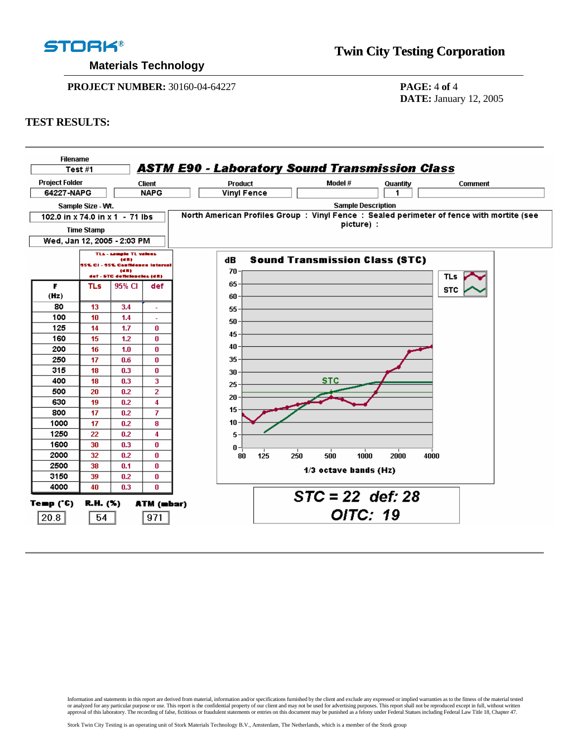**STORK®**

**Materials Technology**

**Twin City Testing Corporation**

**PROJECT NUMBER:** 30160-04-64227

**PAGE:** 4 **of** 4
**DATE:** January 12, 2005

## TEST RESULTS:

Filename: Test #1

### *ASTM E90 - Laboratory Sound Transmission Class*

| Project Folder | Client | Product | Model # | Quantity | Comment |
|---|---|---|---|---|---|
| 64227-NAPG | NAPG | Vinyl Fence | | 1 | |

Sample Size - Wt.: 102.0 in x 74.0 in x 1 - 71 lbs

Sample Description: North American Profiles Group : Vinyl Fence : Sealed perimeter of fence with mortite (see picture) :

Time Stamp: Wed, Jan 12, 2005 - 2:03 PM

TLs - sample TL values (dB)
95% CI - 95% Confidence interval (dB)
def - STC deficiencies (dB)

| F (Hz) | TLs | 95% CI | def |
|---|---|---|---|
| 80 | 13 | 3.4 | - |
| 100 | 10 | 1.4 | - |
| 125 | 14 | 1.7 | 0 |
| 160 | 15 | 1.2 | 0 |
| 200 | 16 | 1.0 | 0 |
| 250 | 17 | 0.6 | 0 |
| 315 | 18 | 0.3 | 0 |
| 400 | 18 | 0.3 | 3 |
| 500 | 20 | 0.2 | 2 |
| 630 | 19 | 0.2 | 4 |
| 800 | 17 | 0.2 | 7 |
| 1000 | 17 | 0.2 | 8 |
| 1250 | 22 | 0.2 | 4 |
| 1600 | 30 | 0.3 | 0 |
| 2000 | 32 | 0.2 | 0 |
| 2500 | 38 | 0.1 | 0 |
| 3150 | 39 | 0.2 | 0 |
| 4000 | 40 | 0.3 | 0 |

| Temp (°C) | R.H. (%) | ATM (mbar) |
|---|---|---|
| 20.8 | 54 | 971 |

dB **Sound Transmission Class (STC)**

70, 65, 60, 55, 50, 45, 40, 35, 30, 25, 20, 15, 10, 5, 0

80, 125, 250, 500, 1000, 2000, 4000

1/3 octave bands (Hz)

TLs
STC

**STC = 22 def: 28**
**OITC: 19**

Information and statements in this report are derived from material, information and/or specifications furnished by the client and exclude any expressed or implied warranties as to the fitness of the material tested or analyzed for any particular purpose or use. This report is the confidential property of our client and may not be used for advertising purposes. This report shall not be reproduced except in full, without written approval of this laboratory. The recording of false, fictitious or fraudulent statements or entries on this document may be punished as a felony under Federal Statues including Federal Law Title 18, Chapter 47.

Stork Twin City Testing is an operating unit of Stork Materials Technology B.V., Amsterdam, The Netherlands, which is a member of the Stork group